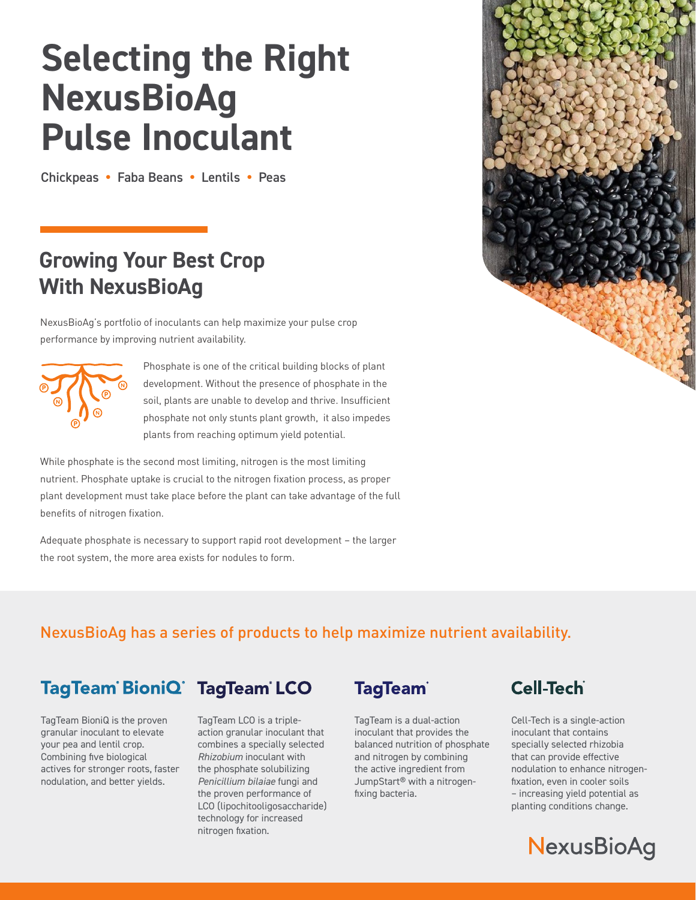# Selecting the Right NexusBioAg Pulse Inoculant

Chickpeas • Faba Beans • Lentils • Peas

## Growing Your Best Crop With NexusBioAg

NexusBioAg's portfolio of inoculants can help maximize your pulse crop performance by improving nutrient availability.

Phosphate is one of the critical building blocks of plant development. Without the presence of phosphate in the soil, plants are unable to develop and thrive. Insufficient phosphate not only stunts plant growth, it also impedes plants from reaching optimum yield potential.

While phosphate is the second most limiting, nitrogen is the most limiting nutrient. Phosphate uptake is crucial to the nitrogen fixation process, as proper plant development must take place before the plant can take advantage of the full benefits of nitrogen fixation.

Adequate phosphate is necessary to support rapid root development – the larger the root system, the more area exists for nodules to form.

### NexusBioAg has a series of products to help maximize nutrient availability.

**TagTeam® BioniQ®**

TagTeam BioniQ is the proven granular inoculant to elevate your pea and lentil crop. Combining five biological actives for stronger roots, faster nodulation, and better yields.

**TagTeam® LCO**

TagTeam LCO is a triple-action granular inoculant that combines a specially selected *Rhizobium* inoculant with the phosphate solubilizing *Penicillium bilaiae* fungi and the proven performance of LCO (lipochitooligosaccharide) technology for increased nitrogen fixation.

**TagTeam®**

TagTeam is a dual-action inoculant that provides the balanced nutrition of phosphate and nitrogen by combining the active ingredient from JumpStart® with a nitrogen-fixing bacteria.

**Cell-Tech®**

Cell-Tech is a single-action inoculant that contains specially selected rhizobia that can provide effective nodulation to enhance nitrogen-fixation, even in cooler soils – increasing yield potential as planting conditions change.

NexusBioAg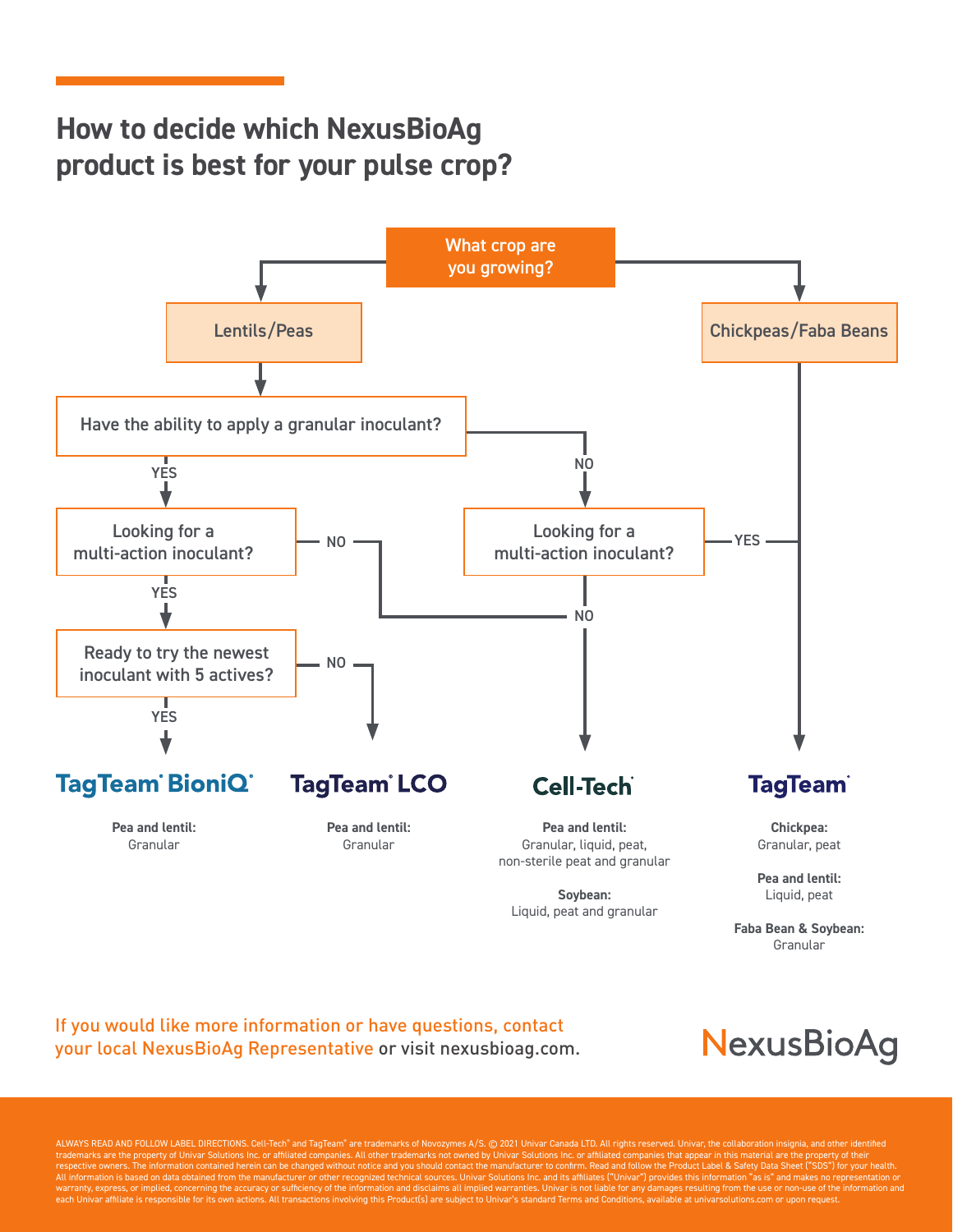# How to decide which NexusBioAg product is best for your pulse crop?

What crop are you growing?

Lentils/Peas

Chickpeas/Faba Beans

Have the ability to apply a granular inoculant?

YES

NO

Looking for a multi-action inoculant?

NO

YES

Looking for a multi-action inoculant?

YES

NO

Ready to try the newest inoculant with 5 actives?

NO

YES

**TagTeam® BioniQ®**

**Pea and lentil:**
Granular

**TagTeam® LCO**

**Pea and lentil:**
Granular

**Cell-Tech®**

**Pea and lentil:**
Granular, liquid, peat, non-sterile peat and granular

**Soybean:**
Liquid, peat and granular

**TagTeam®**

**Chickpea:**
Granular, peat

**Pea and lentil:**
Liquid, peat

**Faba Bean & Soybean:**
Granular

If you would like more information or have questions, contact your local NexusBioAg Representative or visit nexusbioag.com.

NexusBioAg

ALWAYS READ AND FOLLOW LABEL DIRECTIONS. Cell-Tech® and TagTeam® are trademarks of Novozymes A/S. © 2021 Univar Canada LTD. All rights reserved. Univar, the collaboration insignia, and other identified trademarks are the property of Univar Solutions Inc. or affiliated companies. All other trademarks not owned by Univar Solutions Inc. or affiliated companies that appear in this material are the property of their respective owners. The information contained herein can be changed without notice and you should contact the manufacturer to confirm. Read and follow the Product Label & Safety Data Sheet ("SDS") for your health. All information is based on data obtained from the manufacturer or other recognized technical sources. Univar Solutions Inc. and its affiliates ("Univar") provides this information "as is" and makes no representation or warranty, express, or implied, concerning the accuracy or sufficiency of the information and disclaims all implied warranties. Univar is not liable for any damages resulting from the use or non-use of the information and each Univar affiliate is responsible for its own actions. All transactions involving this Product(s) are subject to Univar's standard Terms and Conditions, available at univarsolutions.com or upon request.